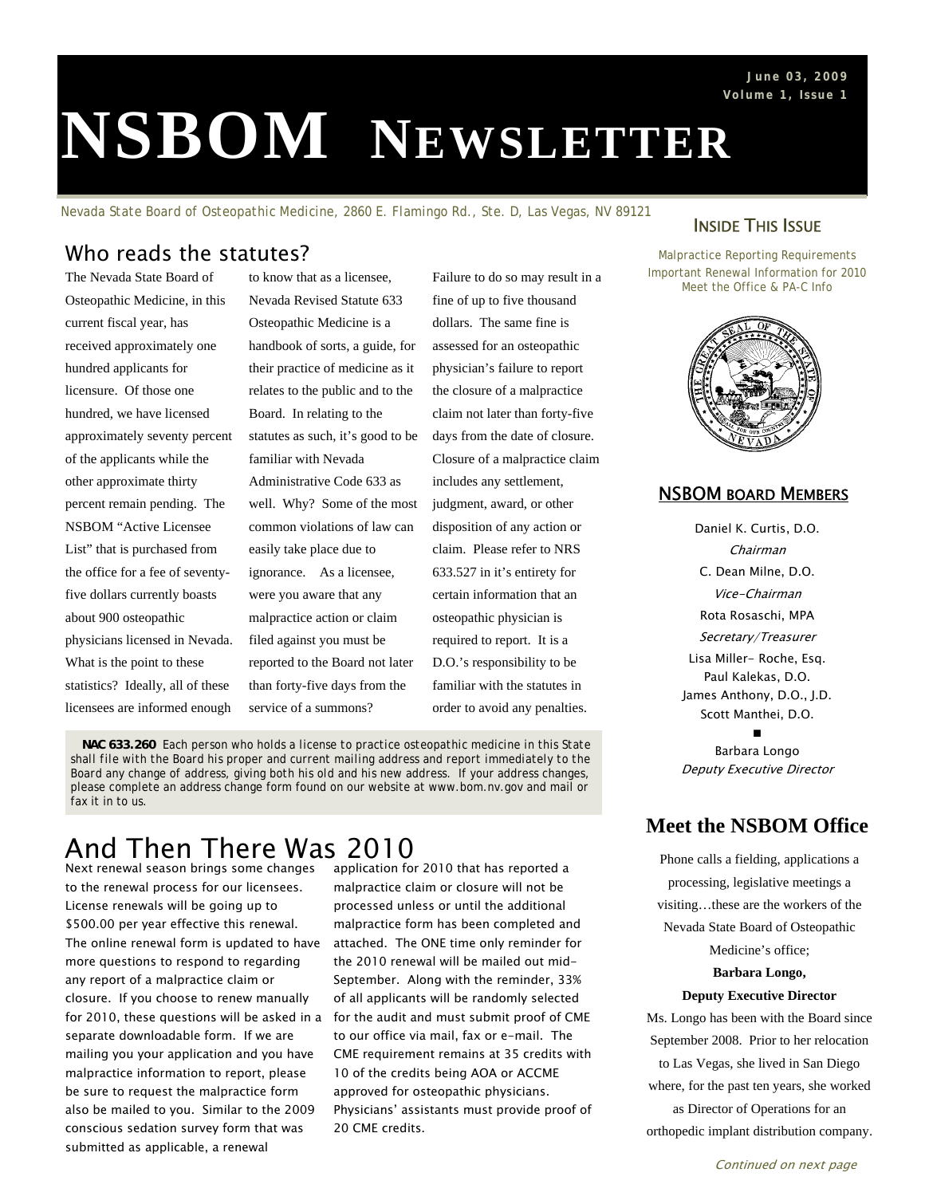June 03, 2009
Volume 1, Issue 1

# NSBOM NEWSLETTER

Nevada State Board of Osteopathic Medicine, 2860 E. Flamingo Rd., Ste. D, Las Vegas, NV 89121

## Who reads the statutes?

The Nevada State Board of Osteopathic Medicine, in this current fiscal year, has received approximately one hundred applicants for licensure. Of those one hundred, we have licensed approximately seventy percent of the applicants while the other approximate thirty percent remain pending. The NSBOM "Active Licensee List" that is purchased from the office for a fee of seventy-five dollars currently boasts about 900 osteopathic physicians licensed in Nevada. What is the point to these statistics? Ideally, all of these licensees are informed enough to know that as a licensee, Nevada Revised Statute 633 Osteopathic Medicine is a handbook of sorts, a guide, for their practice of medicine as it relates to the public and to the Board. In relating to the statutes as such, it's good to be familiar with Nevada Administrative Code 633 as well. Why? Some of the most common violations of law can easily take place due to ignorance. As a licensee, were you aware that any malpractice action or claim filed against you must be reported to the Board not later than forty-five days from the service of a summons? Failure to do so may result in a fine of up to five thousand dollars. The same fine is assessed for an osteopathic physician's failure to report the closure of a malpractice claim not later than forty-five days from the date of closure. Closure of a malpractice claim includes any settlement, judgment, award, or other disposition of any action or claim. Please refer to NRS 633.527 in it's entirety for certain information that an osteopathic physician is required to report. It is a D.O.'s responsibility to be familiar with the statutes in order to avoid any penalties.

**NAC 633.260** *Each person who holds a license to practice osteopathic medicine in this State shall file with the Board his proper and current mailing address and report immediately to the Board any change of address, giving both his old and his new address. If your address changes, please complete an address change form found on our website at www.bom.nv.gov and mail or fax it in to us.*

## And Then There Was 2010

Next renewal season brings some changes to the renewal process for our licensees. License renewals will be going up to $500.00 per year effective this renewal. The online renewal form is updated to have more questions to respond to regarding any report of a malpractice claim or closure. If you choose to renew manually for 2010, these questions will be asked in a separate downloadable form. If we are mailing you your application and you have malpractice information to report, please be sure to request the malpractice form also be mailed to you. Similar to the 2009 conscious sedation survey form that was submitted as applicable, a renewal application for 2010 that has reported a malpractice claim or closure will not be processed unless or until the additional malpractice form has been completed and attached. The ONE time only reminder for the 2010 renewal will be mailed out mid-September. Along with the reminder, 33% of all applicants will be randomly selected for the audit and must submit proof of CME to our office via mail, fax or e-mail. The CME requirement remains at 35 credits with 10 of the credits being AOA or ACCME approved for osteopathic physicians. Physicians' assistants must provide proof of 20 CME credits.

### Inside This Issue

Malpractice Reporting Requirements
Important Renewal Information for 2010
Meet the Office & PA-C Info

### NSBOM Board Members

Daniel K. Curtis, D.O.
*Chairman*
C. Dean Milne, D.O.
*Vice-Chairman*
Rota Rosaschi, MPA
*Secretary/Treasurer*
Lisa Miller- Roche, Esq.
Paul Kalekas, D.O.
James Anthony, D.O., J.D.
Scott Manthei, D.O.

Barbara Longo
*Deputy Executive Director*

## Meet the NSBOM Office

Phone calls a fielding, applications a processing, legislative meetings a visiting…these are the workers of the Nevada State Board of Osteopathic Medicine's office;

**Barbara Longo,**
**Deputy Executive Director**

Ms. Longo has been with the Board since September 2008. Prior to her relocation to Las Vegas, she lived in San Diego where, for the past ten years, she worked as Director of Operations for an orthopedic implant distribution company.

*Continued on next page*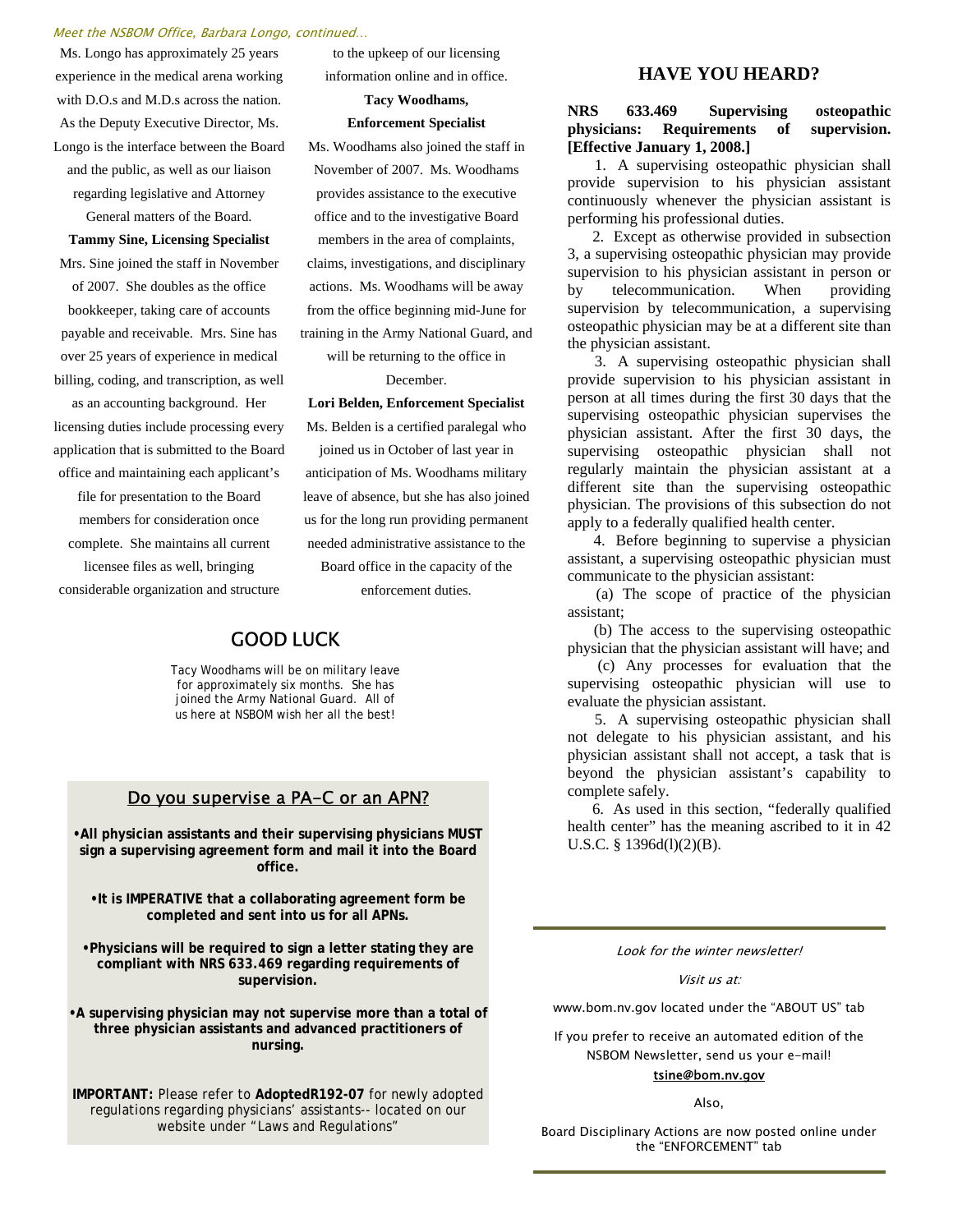*Meet the NSBOM Office, Barbara Longo, continued…*

Ms. Longo has approximately 25 years experience in the medical arena working with D.O.s and M.D.s across the nation. As the Deputy Executive Director, Ms. Longo is the interface between the Board and the public, as well as our liaison regarding legislative and Attorney General matters of the Board.

**Tammy Sine, Licensing Specialist**

Mrs. Sine joined the staff in November of 2007. She doubles as the office bookkeeper, taking care of accounts payable and receivable. Mrs. Sine has over 25 years of experience in medical billing, coding, and transcription, as well as an accounting background. Her licensing duties include processing every application that is submitted to the Board office and maintaining each applicant's file for presentation to the Board members for consideration once complete. She maintains all current licensee files as well, bringing considerable organization and structure to the upkeep of our licensing information online and in office.

**Tacy Woodhams, Enforcement Specialist**

Ms. Woodhams also joined the staff in November of 2007. Ms. Woodhams provides assistance to the executive office and to the investigative Board members in the area of complaints, claims, investigations, and disciplinary actions. Ms. Woodhams will be away from the office beginning mid-June for training in the Army National Guard, and will be returning to the office in December.

**Lori Belden, Enforcement Specialist**

Ms. Belden is a certified paralegal who joined us in October of last year in anticipation of Ms. Woodhams military leave of absence, but she has also joined us for the long run providing permanent needed administrative assistance to the Board office in the capacity of the enforcement duties.

## GOOD LUCK

Tacy Woodhams will be on military leave for approximately six months. She has joined the Army National Guard. All of us here at NSBOM wish her all the best!

## Do you supervise a PA-C or an APN?

- **All physician assistants and their supervising physicians MUST sign a supervising agreement form and mail it into the Board office.**
- **It is IMPERATIVE that a collaborating agreement form be completed and sent into us for all APNs.**
- **Physicians will be required to sign a letter stating they are compliant with NRS 633.469 regarding requirements of supervision.**
- **A supervising physician may not supervise more than a total of three physician assistants and advanced practitioners of nursing.**

**IMPORTANT:** Please refer to **AdoptedR192-07** for newly adopted regulations regarding physicians' assistants-- located on our website under "Laws and Regulations"

## HAVE YOU HEARD?

**NRS 633.469 Supervising osteopathic physicians: Requirements of supervision. [Effective January 1, 2008.]**

1. A supervising osteopathic physician shall provide supervision to his physician assistant continuously whenever the physician assistant is performing his professional duties.

2. Except as otherwise provided in subsection 3, a supervising osteopathic physician may provide supervision to his physician assistant in person or by telecommunication. When providing supervision by telecommunication, a supervising osteopathic physician may be at a different site than the physician assistant.

3. A supervising osteopathic physician shall provide supervision to his physician assistant in person at all times during the first 30 days that the supervising osteopathic physician supervises the physician assistant. After the first 30 days, the supervising osteopathic physician shall not regularly maintain the physician assistant at a different site than the supervising osteopathic physician. The provisions of this subsection do not apply to a federally qualified health center.

4. Before beginning to supervise a physician assistant, a supervising osteopathic physician must communicate to the physician assistant:

(a) The scope of practice of the physician assistant;

(b) The access to the supervising osteopathic physician that the physician assistant will have; and

(c) Any processes for evaluation that the supervising osteopathic physician will use to evaluate the physician assistant.

5. A supervising osteopathic physician shall not delegate to his physician assistant, and his physician assistant shall not accept, a task that is beyond the physician assistant's capability to complete safely.

6. As used in this section, "federally qualified health center" has the meaning ascribed to it in 42 U.S.C. § 1396d(l)(2)(B).

*Look for the winter newsletter!*

*Visit us at:*

www.bom.nv.gov located under the "ABOUT US" tab

If you prefer to receive an automated edition of the NSBOM Newsletter, send us your e-mail!

tsine@bom.nv.gov

Also,

Board Disciplinary Actions are now posted online under the "ENFORCEMENT" tab